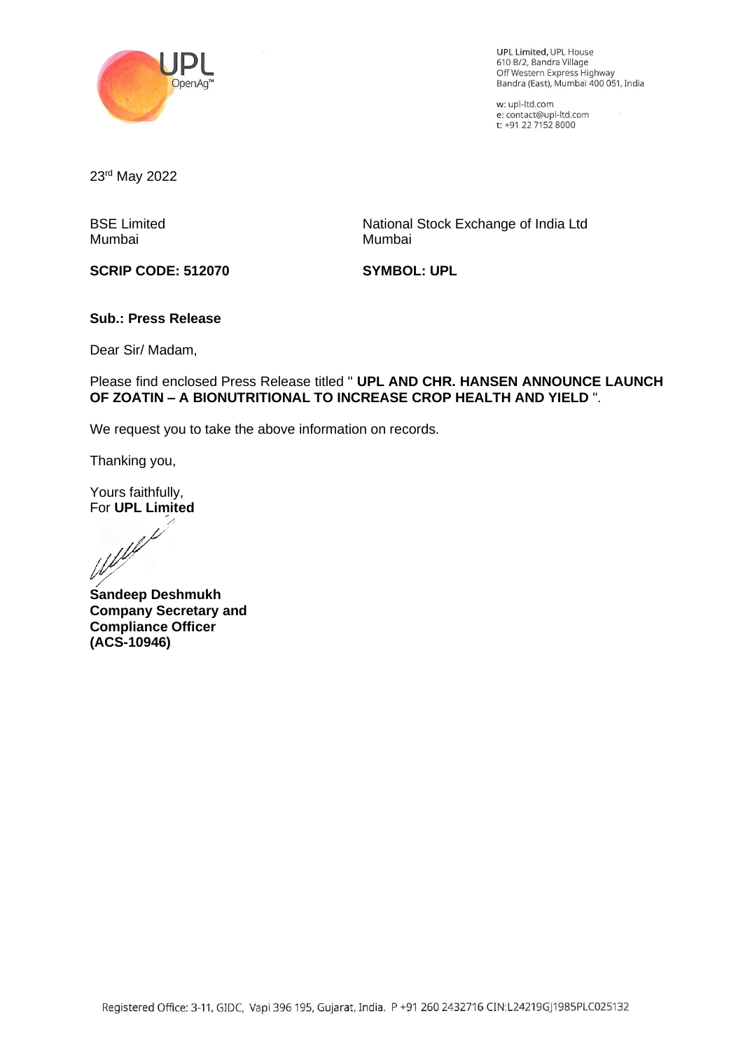UPL Limited, UPL House
610 B/2, Bandra Village
Off Western Express Highway
Bandra (East), Mumbai 400 051, India

w: upl-ltd.com
e: contact@upl-ltd.com
t: +91 22 7152 8000

23rd May 2022

BSE Limited
Mumbai

**SCRIP CODE: 512070**

National Stock Exchange of India Ltd
Mumbai

**SYMBOL: UPL**

**Sub.: Press Release**

Dear Sir/ Madam,

Please find enclosed Press Release titled " **UPL AND CHR. HANSEN ANNOUNCE LAUNCH OF ZOATIN – A BIONUTRITIONAL TO INCREASE CROP HEALTH AND YIELD** ".

We request you to take the above information on records.

Thanking you,

Yours faithfully,
For **UPL Limited**

**Sandeep Deshmukh**
**Company Secretary and Compliance Officer**
**(ACS-10946)**

Registered Office: 3-11, GIDC, Vapi 396 195, Gujarat, India. P +91 260 2432716 CIN:L24219GJ1985PLC025132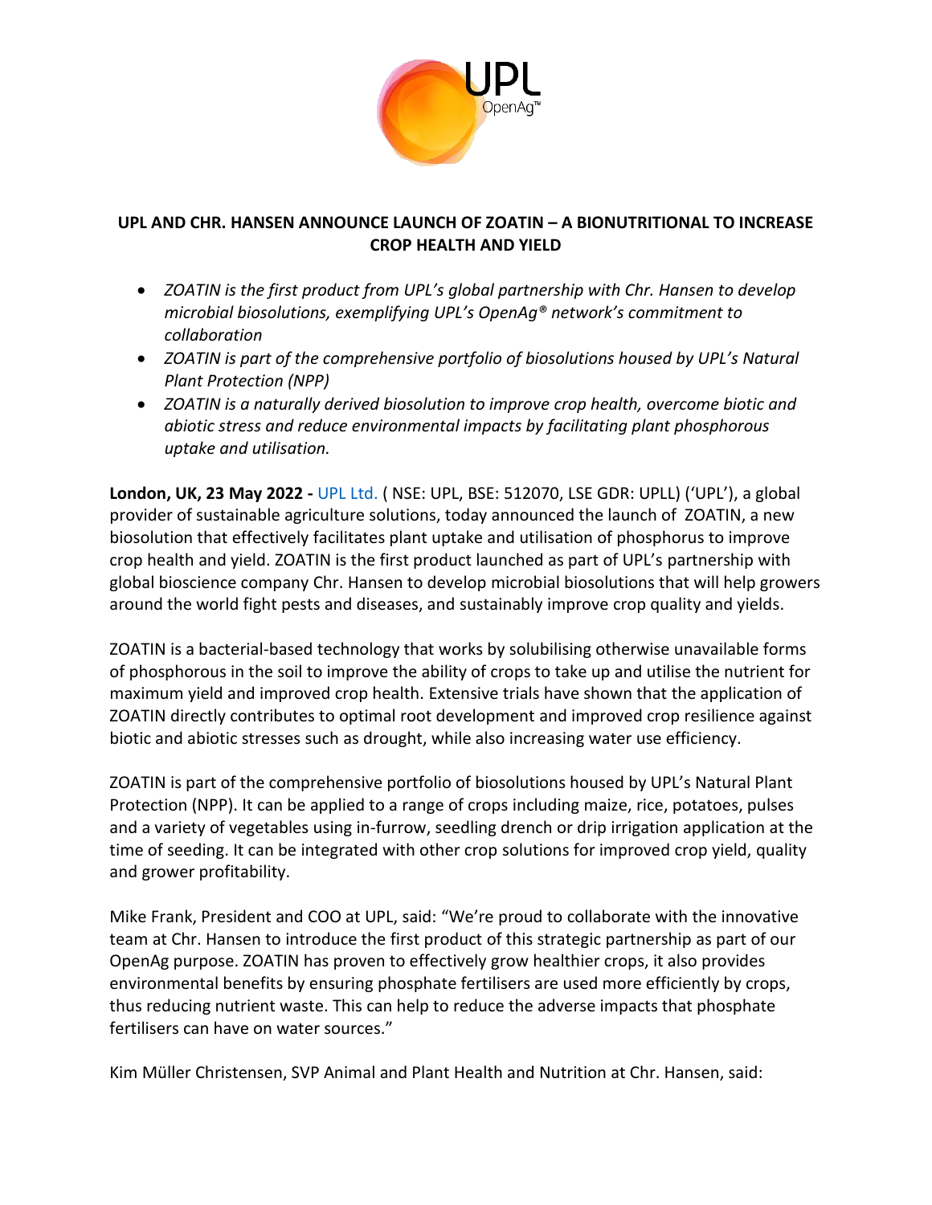## UPL AND CHR. HANSEN ANNOUNCE LAUNCH OF ZOATIN – A BIONUTRITIONAL TO INCREASE CROP HEALTH AND YIELD

- *ZOATIN is the first product from UPL's global partnership with Chr. Hansen to develop microbial biosolutions, exemplifying UPL's OpenAg® network's commitment to collaboration*
- *ZOATIN is part of the comprehensive portfolio of biosolutions housed by UPL's Natural Plant Protection (NPP)*
- *ZOATIN is a naturally derived biosolution to improve crop health, overcome biotic and abiotic stress and reduce environmental impacts by facilitating plant phosphorous uptake and utilisation.*

**London, UK, 23 May 2022 -** UPL Ltd. ( NSE: UPL, BSE: 512070, LSE GDR: UPLL) ('UPL'), a global provider of sustainable agriculture solutions, today announced the launch of ZOATIN, a new biosolution that effectively facilitates plant uptake and utilisation of phosphorus to improve crop health and yield. ZOATIN is the first product launched as part of UPL's partnership with global bioscience company Chr. Hansen to develop microbial biosolutions that will help growers around the world fight pests and diseases, and sustainably improve crop quality and yields.

ZOATIN is a bacterial-based technology that works by solubilising otherwise unavailable forms of phosphorous in the soil to improve the ability of crops to take up and utilise the nutrient for maximum yield and improved crop health. Extensive trials have shown that the application of ZOATIN directly contributes to optimal root development and improved crop resilience against biotic and abiotic stresses such as drought, while also increasing water use efficiency.

ZOATIN is part of the comprehensive portfolio of biosolutions housed by UPL's Natural Plant Protection (NPP). It can be applied to a range of crops including maize, rice, potatoes, pulses and a variety of vegetables using in-furrow, seedling drench or drip irrigation application at the time of seeding. It can be integrated with other crop solutions for improved crop yield, quality and grower profitability.

Mike Frank, President and COO at UPL, said: "We're proud to collaborate with the innovative team at Chr. Hansen to introduce the first product of this strategic partnership as part of our OpenAg purpose. ZOATIN has proven to effectively grow healthier crops, it also provides environmental benefits by ensuring phosphate fertilisers are used more efficiently by crops, thus reducing nutrient waste. This can help to reduce the adverse impacts that phosphate fertilisers can have on water sources."

Kim Müller Christensen, SVP Animal and Plant Health and Nutrition at Chr. Hansen, said: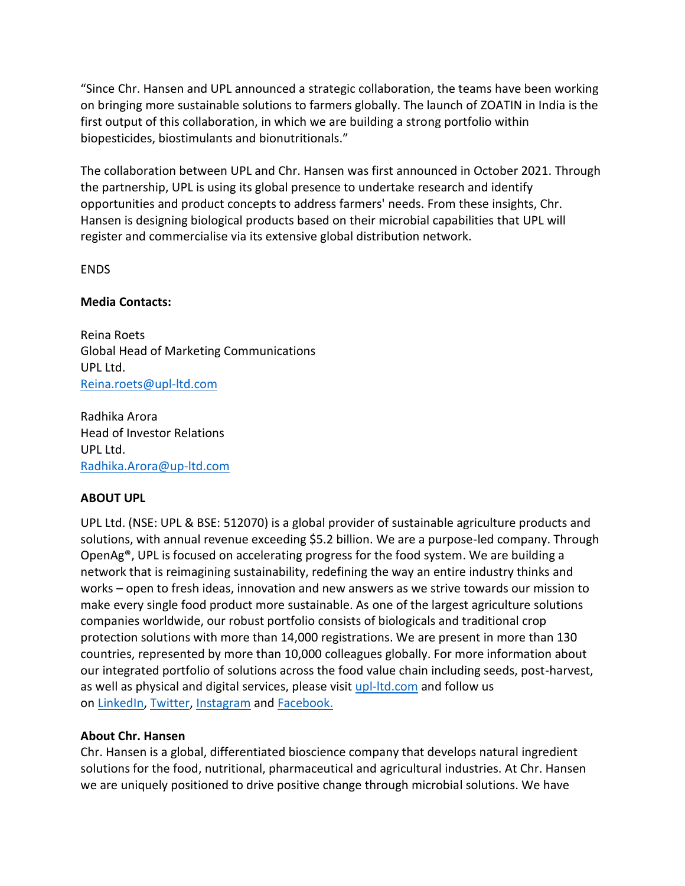"Since Chr. Hansen and UPL announced a strategic collaboration, the teams have been working on bringing more sustainable solutions to farmers globally. The launch of ZOATIN in India is the first output of this collaboration, in which we are building a strong portfolio within biopesticides, biostimulants and bionutritionals."

The collaboration between UPL and Chr. Hansen was first announced in October 2021. Through the partnership, UPL is using its global presence to undertake research and identify opportunities and product concepts to address farmers' needs. From these insights, Chr. Hansen is designing biological products based on their microbial capabilities that UPL will register and commercialise via its extensive global distribution network.

ENDS

**Media Contacts:**

Reina Roets
Global Head of Marketing Communications
UPL Ltd.
[Reina.roets@upl-ltd.com](mailto:Reina.roets@upl-ltd.com)

Radhika Arora
Head of Investor Relations
UPL Ltd.
[Radhika.Arora@up-ltd.com](mailto:Radhika.Arora@up-ltd.com)

**ABOUT UPL**

UPL Ltd. (NSE: UPL & BSE: 512070) is a global provider of sustainable agriculture products and solutions, with annual revenue exceeding $5.2 billion. We are a purpose-led company. Through OpenAg®, UPL is focused on accelerating progress for the food system. We are building a network that is reimagining sustainability, redefining the way an entire industry thinks and works – open to fresh ideas, innovation and new answers as we strive towards our mission to make every single food product more sustainable. As one of the largest agriculture solutions companies worldwide, our robust portfolio consists of biologicals and traditional crop protection solutions with more than 14,000 registrations. We are present in more than 130 countries, represented by more than 10,000 colleagues globally. For more information about our integrated portfolio of solutions across the food value chain including seeds, post-harvest, as well as physical and digital services, please visit upl-ltd.com and follow us on LinkedIn, Twitter, Instagram and Facebook.

**About Chr. Hansen**

Chr. Hansen is a global, differentiated bioscience company that develops natural ingredient solutions for the food, nutritional, pharmaceutical and agricultural industries. At Chr. Hansen we are uniquely positioned to drive positive change through microbial solutions. We have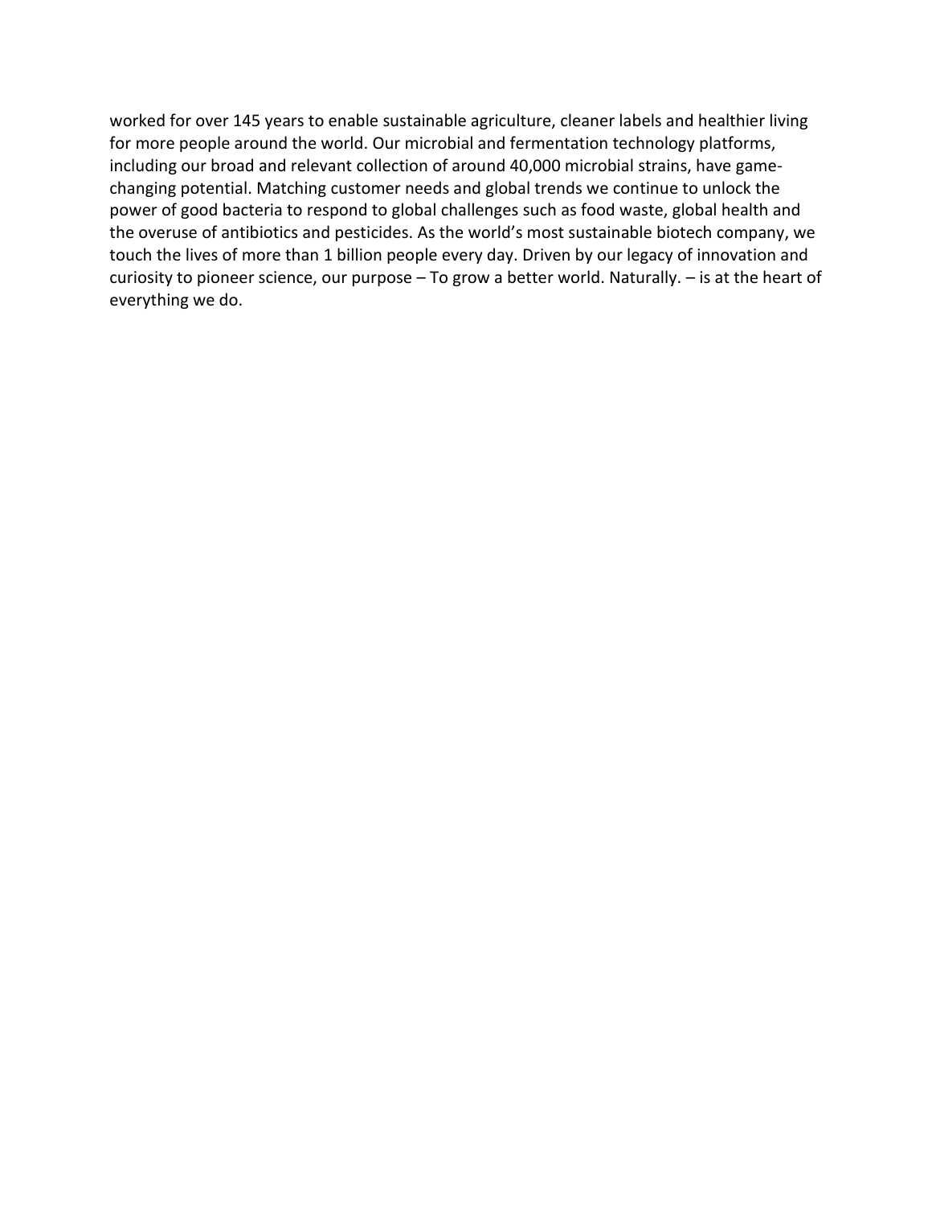worked for over 145 years to enable sustainable agriculture, cleaner labels and healthier living for more people around the world. Our microbial and fermentation technology platforms, including our broad and relevant collection of around 40,000 microbial strains, have game-changing potential. Matching customer needs and global trends we continue to unlock the power of good bacteria to respond to global challenges such as food waste, global health and the overuse of antibiotics and pesticides. As the world's most sustainable biotech company, we touch the lives of more than 1 billion people every day. Driven by our legacy of innovation and curiosity to pioneer science, our purpose – To grow a better world. Naturally. – is at the heart of everything we do.